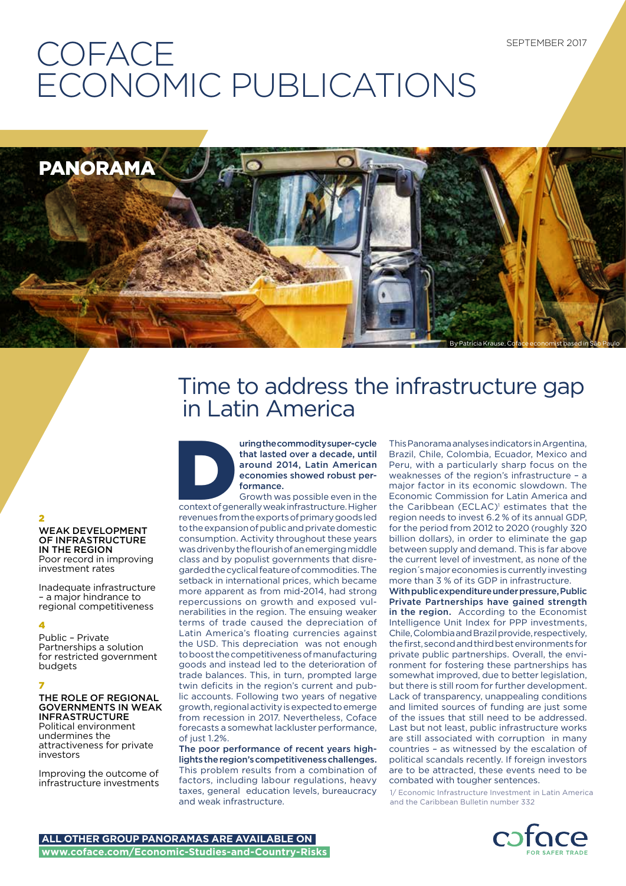SEPTEMBER 2017

# COFACE ECONOMIC PUBLICATIONS

**PANORAMA**

By Patricia Krause, Coface economist based in São Paulo

# Time to address the infrastructure gap in Latin America

**During the commodity super-cycle that lasted over a decade, until around 2014, Latin American economies showed robust performance.**

Growth was possible even in the context of generally weak infrastructure. Higher revenues from the exports of primary goods led to the expansion of public and private domestic consumption. Activity throughout these years was driven by the flourish of an emerging middle class and by populist governments that disregarded the cyclical feature of commodities. The setback in international prices, which became more apparent as from mid-2014, had strong repercussions on growth and exposed vulnerabilities in the region. The ensuing weaker terms of trade caused the depreciation of Latin America's floating currencies against the USD. This depreciation was not enough to boost the competitiveness of manufacturing goods and instead led to the deterioration of trade balances. This, in turn, prompted large twin deficits in the region's current and public accounts. Following two years of negative growth, regional activity is expected to emerge from recession in 2017. Nevertheless, Coface forecasts a somewhat lackluster performance, of just 1.2%.

**The poor performance of recent years highlights the region's competitiveness challenges.** This problem results from a combination of factors, including labour regulations, heavy taxes, general education levels, bureaucracy and weak infrastructure.

This Panorama analyses indicators in Argentina, Brazil, Chile, Colombia, Ecuador, Mexico and Peru, with a particularly sharp focus on the weaknesses of the region's infrastructure – a major factor in its economic slowdown. The Economic Commission for Latin America and the Caribbean (ECLAC)[1] estimates that the region needs to invest 6.2 % of its annual GDP, for the period from 2012 to 2020 (roughly 320 billion dollars), in order to eliminate the gap between supply and demand. This is far above the current level of investment, as none of the region´s major economies is currently investing more than 3 % of its GDP in infrastructure.

**With public expenditure under pressure, Public Private Partnerships have gained strength in the region.** According to the Economist Intelligence Unit Index for PPP investments, Chile, Colombia and Brazil provide, respectively, the first, second and third best environments for private public partnerships. Overall, the environment for fostering these partnerships has somewhat improved, due to better legislation, but there is still room for further development. Lack of transparency, unappealing conditions and limited sources of funding are just some of the issues that still need to be addressed. Last but not least, public infrastructure works are still associated with corruption in many countries – as witnessed by the escalation of political scandals recently. If foreign investors are to be attracted, these events need to be combated with tougher sentences.

1/ Economic Infrastructure Investment in Latin America and the Caribbean Bulletin number 332

**2**

**WEAK DEVELOPMENT OF INFRASTRUCTURE IN THE REGION**
Poor record in improving investment rates

Inadequate infrastructure – a major hindrance to regional competitiveness

**4**

Public – Private Partnerships a solution for restricted government budgets

**7**

**THE ROLE OF REGIONAL GOVERNMENTS IN WEAK INFRASTRUCTURE**
Political environment undermines the attractiveness for private investors

Improving the outcome of infrastructure investments

**ALL OTHER GROUP PANORAMAS ARE AVAILABLE ON**
**www.coface.com/Economic-Studies-and-Country-Risks**

coface FOR SAFER TRADE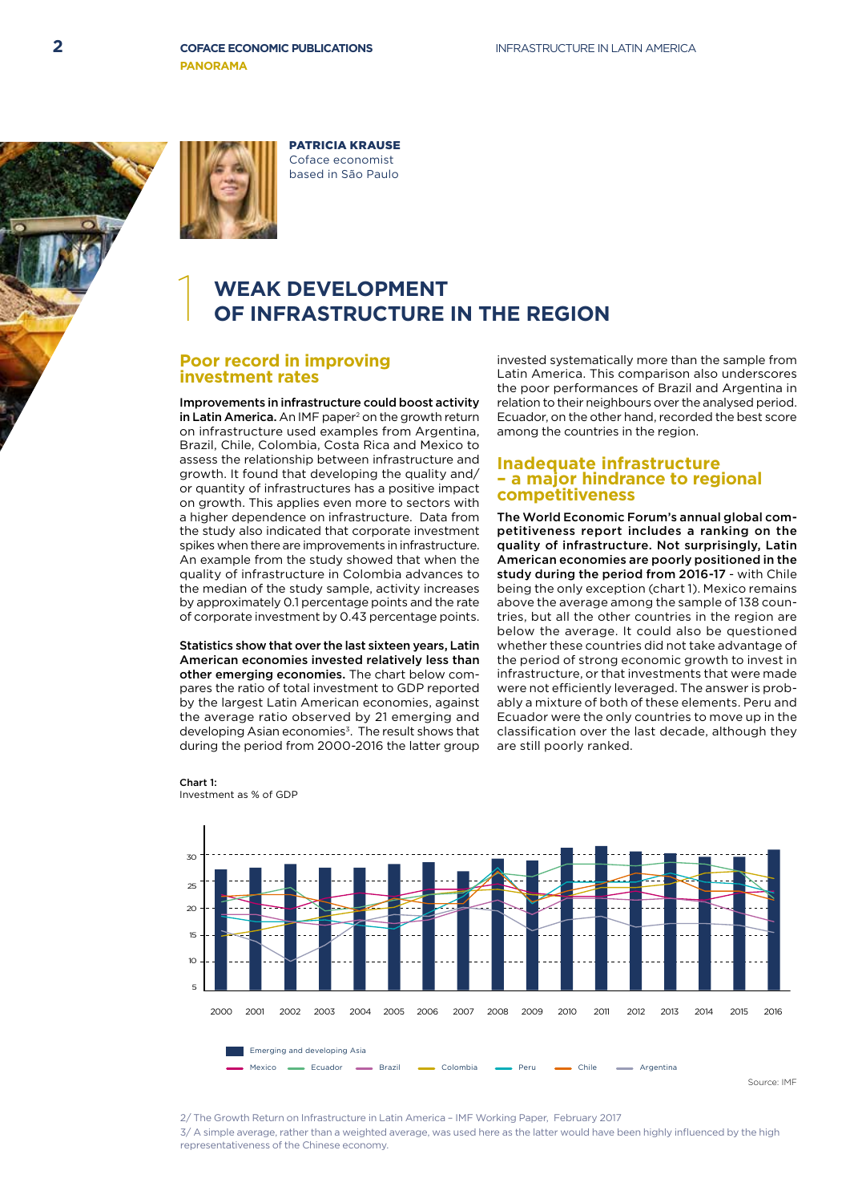**PATRICIA KRAUSE**
Coface economist
based in São Paulo

# 1 WEAK DEVELOPMENT OF INFRASTRUCTURE IN THE REGION

## Poor record in improving investment rates

**Improvements in infrastructure could boost activity in Latin America.** An IMF paper[2] on the growth return on infrastructure used examples from Argentina, Brazil, Chile, Colombia, Costa Rica and Mexico to assess the relationship between infrastructure and growth. It found that developing the quality and/or quantity of infrastructures has a positive impact on growth. This applies even more to sectors with a higher dependence on infrastructure. Data from the study also indicated that corporate investment spikes when there are improvements in infrastructure. An example from the study showed that when the quality of infrastructure in Colombia advances to the median of the study sample, activity increases by approximately 0.1 percentage points and the rate of corporate investment by 0.43 percentage points.

**Statistics show that over the last sixteen years, Latin American economies invested relatively less than other emerging economies.** The chart below compares the ratio of total investment to GDP reported by the largest Latin American economies, against the average ratio observed by 21 emerging and developing Asian economies[3]. The result shows that during the period from 2000-2016 the latter group invested systematically more than the sample from Latin America. This comparison also underscores the poor performances of Brazil and Argentina in relation to their neighbours over the analysed period. Ecuador, on the other hand, recorded the best score among the countries in the region.

## Inadequate infrastructure – a major hindrance to regional competitiveness

**The World Economic Forum's annual global competitiveness report includes a ranking on the quality of infrastructure. Not surprisingly, Latin American economies are poorly positioned in the study during the period from 2016-17** - with Chile being the only exception (chart 1). Mexico remains above the average among the sample of 138 countries, but all the other countries in the region are below the average. It could also be questioned whether these countries did not take advantage of the period of strong economic growth to invest in infrastructure, or that investments that were made were not efficiently leveraged. The answer is probably a mixture of both of these elements. Peru and Ecuador were the only countries to move up in the classification over the last decade, although they are still poorly ranked.

**Chart 1:**
Investment as % of GDP

Source: IMF

2/ The Growth Return on Infrastructure in Latin America – IMF Working Paper, February 2017

3/ A simple average, rather than a weighted average, was used here as the latter would have been highly influenced by the high representativeness of the Chinese economy.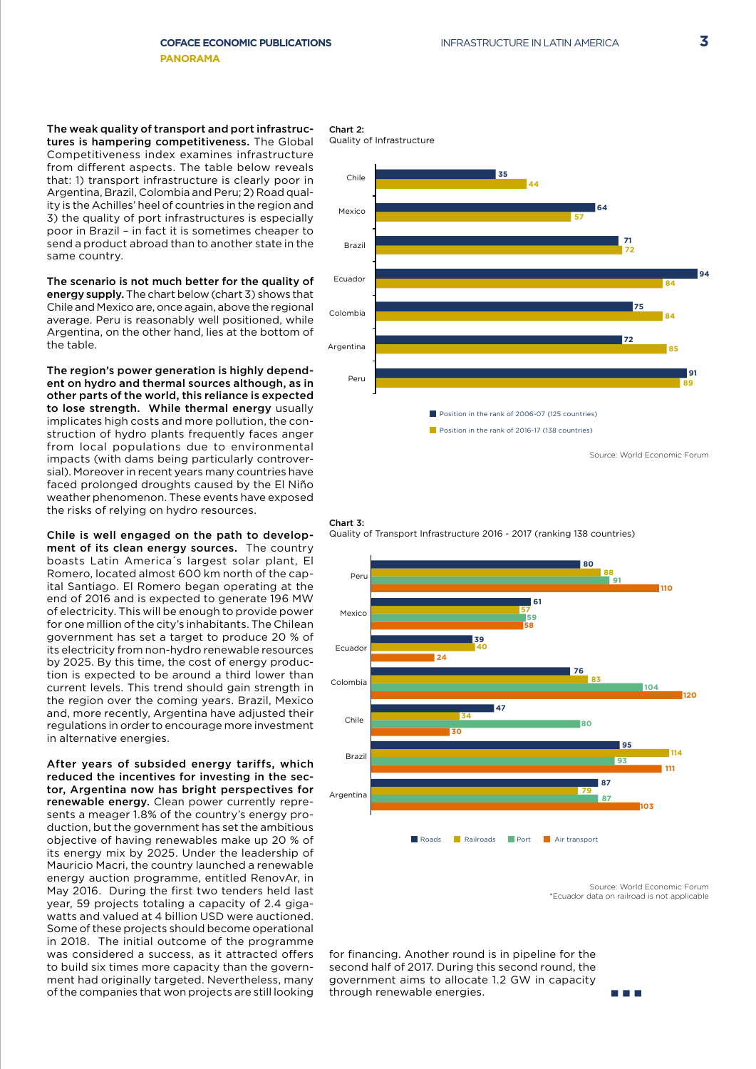**The weak quality of transport and port infrastructures is hampering competitiveness.** The Global Competitiveness index examines infrastructure from different aspects. The table below reveals that: 1) transport infrastructure is clearly poor in Argentina, Brazil, Colombia and Peru; 2) Road quality is the Achilles' heel of countries in the region and 3) the quality of port infrastructures is especially poor in Brazil – in fact it is sometimes cheaper to send a product abroad than to another state in the same country.

**The scenario is not much better for the quality of energy supply.** The chart below (chart 3) shows that Chile and Mexico are, once again, above the regional average. Peru is reasonably well positioned, while Argentina, on the other hand, lies at the bottom of the table.

**The region's power generation is highly dependent on hydro and thermal sources although, as in other parts of the world, this reliance is expected to lose strength. While thermal energy** usually implicates high costs and more pollution, the construction of hydro plants frequently faces anger from local populations due to environmental impacts (with dams being particularly controversial). Moreover in recent years many countries have faced prolonged droughts caused by the El Niño weather phenomenon. These events have exposed the risks of relying on hydro resources.

**Chile is well engaged on the path to development of its clean energy sources.** The country boasts Latin America´s largest solar plant, El Romero, located almost 600 km north of the capital Santiago. El Romero began operating at the end of 2016 and is expected to generate 196 MW of electricity. This will be enough to provide power for one million of the city's inhabitants. The Chilean government has set a target to produce 20 % of its electricity from non-hydro renewable resources by 2025. By this time, the cost of energy production is expected to be around a third lower than current levels. This trend should gain strength in the region over the coming years. Brazil, Mexico and, more recently, Argentina have adjusted their regulations in order to encourage more investment in alternative energies.

**After years of subsided energy tariffs, which reduced the incentives for investing in the sector, Argentina now has bright perspectives for renewable energy.** Clean power currently represents a meager 1.8% of the country's energy production, but the government has set the ambitious objective of having renewables make up 20 % of its energy mix by 2025. Under the leadership of Mauricio Macri, the country launched a renewable energy auction programme, entitled RenovAr, in May 2016. During the first two tenders held last year, 59 projects totaling a capacity of 2.4 gigawatts and valued at 4 billion USD were auctioned. Some of these projects should become operational in 2018. The initial outcome of the programme was considered a success, as it attracted offers to build six times more capacity than the government had originally targeted. Nevertheless, many of the companies that won projects are still looking for financing. Another round is in pipeline for the second half of 2017. During this second round, the government aims to allocate 1.2 GW in capacity through renewable energies.

**Chart 2:**
Quality of Infrastructure

| Country | Position in the rank of 2006-07 (125 countries) | Position in the rank of 2016-17 (138 countries) |
|---|---|---|
| Chile | 35 | 44 |
| Mexico | 64 | 57 |
| Brazil | 71 | 72 |
| Ecuador | 94 | 84 |
| Colombia | 75 | 84 |
| Argentina | 72 | 85 |
| Peru | 91 | 89 |

Source: World Economic Forum

**Chart 3:**
Quality of Transport Infrastructure 2016 - 2017 (ranking 138 countries)

| Country | Roads | Railroads | Port | Air transport |
|---|---|---|---|---|
| Peru | 80 | 88 | 91 | 110 |
| Mexico | 61 | 57 | 59 | 58 |
| Ecuador | 39 | 40 | | 24 |
| Colombia | 76 | 83 | 104 | 120 |
| Chile | 47 | 34 | 80 | 30 |
| Brazil | 95 | 114 | 93 | 111 |
| Argentina | 87 | 79 | 87 | 103 |

Source: World Economic Forum
*Ecuador data on railroad is not applicable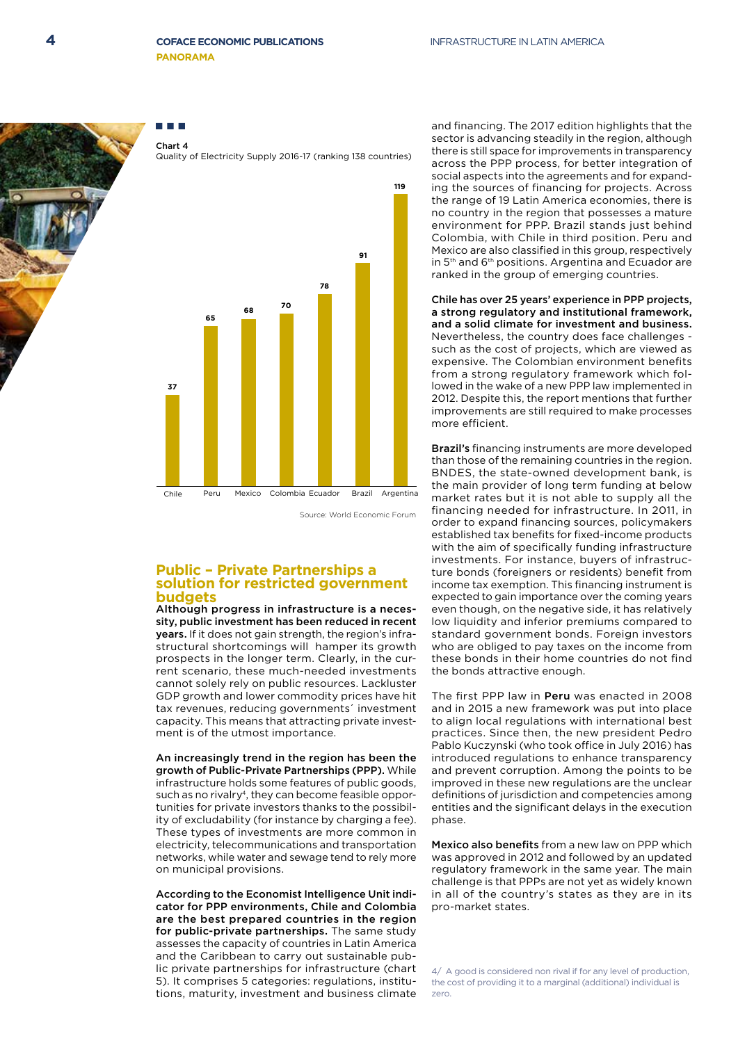Chart 4
Quality of Electricity Supply 2016-17 (ranking 138 countries)

| Country | Ranking |
|---|---|
| Chile | 37 |
| Peru | 65 |
| Mexico | 68 |
| Colombia | 70 |
| Ecuador | 78 |
| Brazil | 91 |
| Argentina | 119 |

Source: World Economic Forum

## Public – Private Partnerships a solution for restricted government budgets

**Although progress in infrastructure is a necessity, public investment has been reduced in recent years.** If it does not gain strength, the region's infrastructural shortcomings will hamper its growth prospects in the longer term. Clearly, in the current scenario, these much-needed investments cannot solely rely on public resources. Lackluster GDP growth and lower commodity prices have hit tax revenues, reducing governments´ investment capacity. This means that attracting private investment is of the utmost importance.

**An increasingly trend in the region has been the growth of Public-Private Partnerships (PPP).** While infrastructure holds some features of public goods, such as no rivalry[4], they can become feasible opportunities for private investors thanks to the possibility of excludability (for instance by charging a fee). These types of investments are more common in electricity, telecommunications and transportation networks, while water and sewage tend to rely more on municipal provisions.

**According to the Economist Intelligence Unit indicator for PPP environments, Chile and Colombia are the best prepared countries in the region for public-private partnerships.** The same study assesses the capacity of countries in Latin America and the Caribbean to carry out sustainable public private partnerships for infrastructure (chart 5). It comprises 5 categories: regulations, institutions, maturity, investment and business climate and financing. The 2017 edition highlights that the sector is advancing steadily in the region, although there is still space for improvements in transparency across the PPP process, for better integration of social aspects into the agreements and for expanding the sources of financing for projects. Across the range of 19 Latin America economies, there is no country in the region that possesses a mature environment for PPP. Brazil stands just behind Colombia, with Chile in third position. Peru and Mexico are also classified in this group, respectively in 5th and 6th positions. Argentina and Ecuador are ranked in the group of emerging countries.

**Chile has over 25 years' experience in PPP projects, a strong regulatory and institutional framework, and a solid climate for investment and business.** Nevertheless, the country does face challenges - such as the cost of projects, which are viewed as expensive. The Colombian environment benefits from a strong regulatory framework which followed in the wake of a new PPP law implemented in 2012. Despite this, the report mentions that further improvements are still required to make processes more efficient.

**Brazil's** financing instruments are more developed than those of the remaining countries in the region. BNDES, the state-owned development bank, is the main provider of long term funding at below market rates but it is not able to supply all the financing needed for infrastructure. In 2011, in order to expand financing sources, policymakers established tax benefits for fixed-income products with the aim of specifically funding infrastructure investments. For instance, buyers of infrastructure bonds (foreigners or residents) benefit from income tax exemption. This financing instrument is expected to gain importance over the coming years even though, on the negative side, it has relatively low liquidity and inferior premiums compared to standard government bonds. Foreign investors who are obliged to pay taxes on the income from these bonds in their home countries do not find the bonds attractive enough.

The first PPP law in **Peru** was enacted in 2008 and in 2015 a new framework was put into place to align local regulations with international best practices. Since then, the new president Pedro Pablo Kuczynski (who took office in July 2016) has introduced regulations to enhance transparency and prevent corruption. Among the points to be improved in these new regulations are the unclear definitions of jurisdiction and competencies among entities and the significant delays in the execution phase.

**Mexico also benefits** from a new law on PPP which was approved in 2012 and followed by an updated regulatory framework in the same year. The main challenge is that PPPs are not yet as widely known in all of the country's states as they are in its pro-market states.

4/ A good is considered non rival if for any level of production, the cost of providing it to a marginal (additional) individual is zero.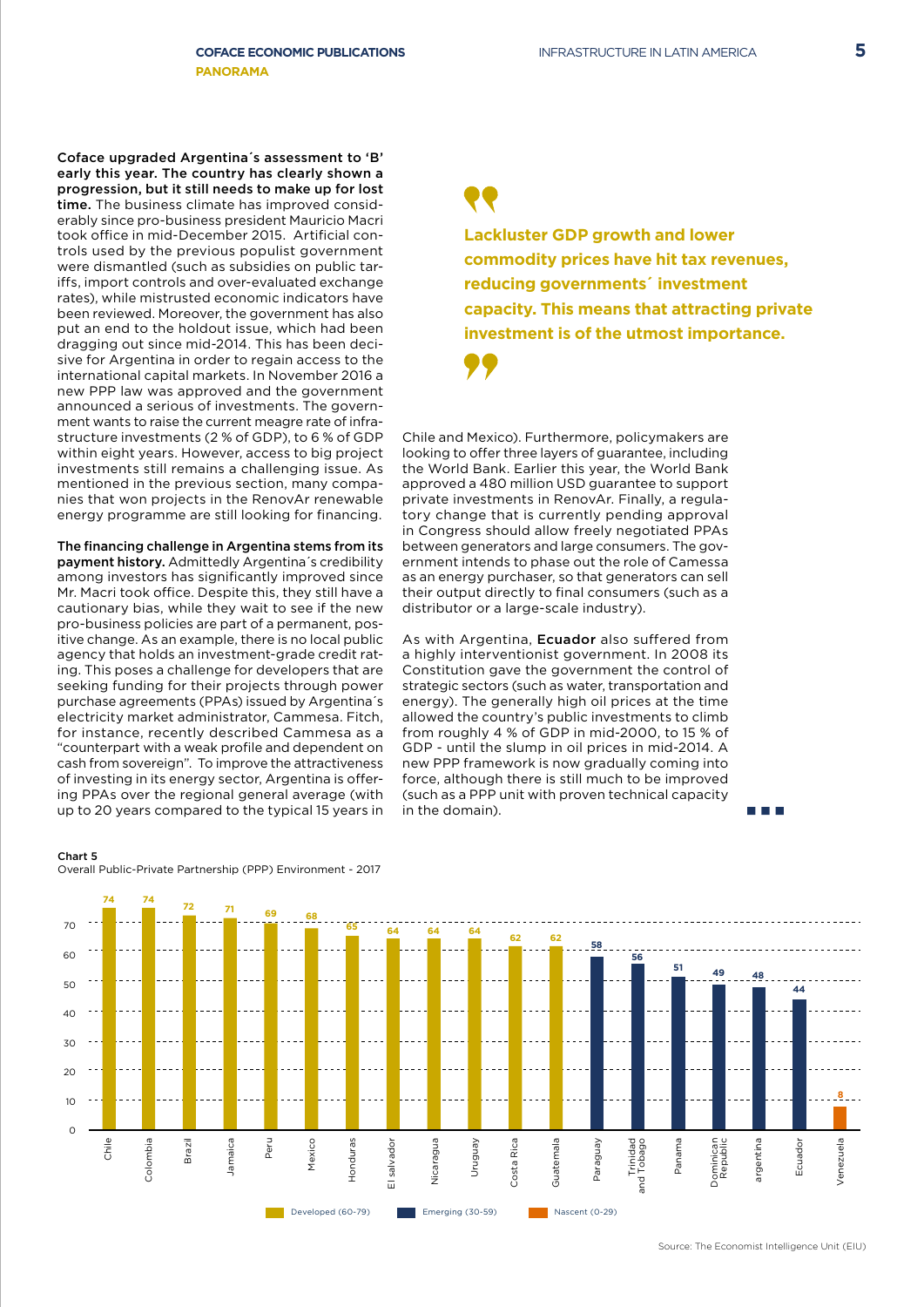**Coface upgraded Argentina´s assessment to 'B' early this year. The country has clearly shown a progression, but it still needs to make up for lost time.** The business climate has improved considerably since pro-business president Mauricio Macri took office in mid-December 2015. Artificial controls used by the previous populist government were dismantled (such as subsidies on public tariffs, import controls and over-evaluated exchange rates), while mistrusted economic indicators have been reviewed. Moreover, the government has also put an end to the holdout issue, which had been dragging out since mid-2014. This has been decisive for Argentina in order to regain access to the international capital markets. In November 2016 a new PPP law was approved and the government announced a serious of investments. The government wants to raise the current meagre rate of infrastructure investments (2 % of GDP), to 6 % of GDP within eight years. However, access to big project investments still remains a challenging issue. As mentioned in the previous section, many companies that won projects in the RenovAr renewable energy programme are still looking for financing.

**The financing challenge in Argentina stems from its payment history.** Admittedly Argentina´s credibility among investors has significantly improved since Mr. Macri took office. Despite this, they still have a cautionary bias, while they wait to see if the new pro-business policies are part of a permanent, positive change. As an example, there is no local public agency that holds an investment-grade credit rating. This poses a challenge for developers that are seeking funding for their projects through power purchase agreements (PPAs) issued by Argentina´s electricity market administrator, Cammesa. Fitch, for instance, recently described Cammesa as a "counterpart with a weak profile and dependent on cash from sovereign". To improve the attractiveness of investing in its energy sector, Argentina is offering PPAs over the regional general average (with up to 20 years compared to the typical 15 years in Chile and Mexico). Furthermore, policymakers are looking to offer three layers of guarantee, including the World Bank. Earlier this year, the World Bank approved a 480 million USD guarantee to support private investments in RenovAr. Finally, a regulatory change that is currently pending approval in Congress should allow freely negotiated PPAs between generators and large consumers. The government intends to phase out the role of Camessa as an energy purchaser, so that generators can sell their output directly to final consumers (such as a distributor or a large-scale industry).

> **Lackluster GDP growth and lower commodity prices have hit tax revenues, reducing governments´ investment capacity. This means that attracting private investment is of the utmost importance.**

As with Argentina, **Ecuador** also suffered from a highly interventionist government. In 2008 its Constitution gave the government the control of strategic sectors (such as water, transportation and energy). The generally high oil prices at the time allowed the country's public investments to climb from roughly 4 % of GDP in mid-2000, to 15 % of GDP - until the slump in oil prices in mid-2014. A new PPP framework is now gradually coming into force, although there is still much to be improved (such as a PPP unit with proven technical capacity in the domain).

**Chart 5**
Overall Public-Private Partnership (PPP) Environment - 2017

| Country | Score | Category |
|---|---|---|
| Chile | 74 | Developed (60-79) |
| Colombia | 74 | Developed (60-79) |
| Brazil | 72 | Developed (60-79) |
| Jamaica | 71 | Developed (60-79) |
| Peru | 69 | Developed (60-79) |
| Mexico | 68 | Developed (60-79) |
| Honduras | 65 | Developed (60-79) |
| El salvador | 64 | Developed (60-79) |
| Nicaragua | 64 | Developed (60-79) |
| Uruguay | 64 | Developed (60-79) |
| Costa Rica | 62 | Developed (60-79) |
| Guatemala | 62 | Developed (60-79) |
| Paraguay | 58 | Emerging (30-59) |
| Trinidad and Tobago | 56 | Emerging (30-59) |
| Panama | 51 | Emerging (30-59) |
| Dominican Republic | 49 | Emerging (30-59) |
| argentina | 48 | Emerging (30-59) |
| Ecuador | 44 | Emerging (30-59) |
| Venezuela | 8 | Nascent (0-29) |

Source: The Economist Intelligence Unit (EIU)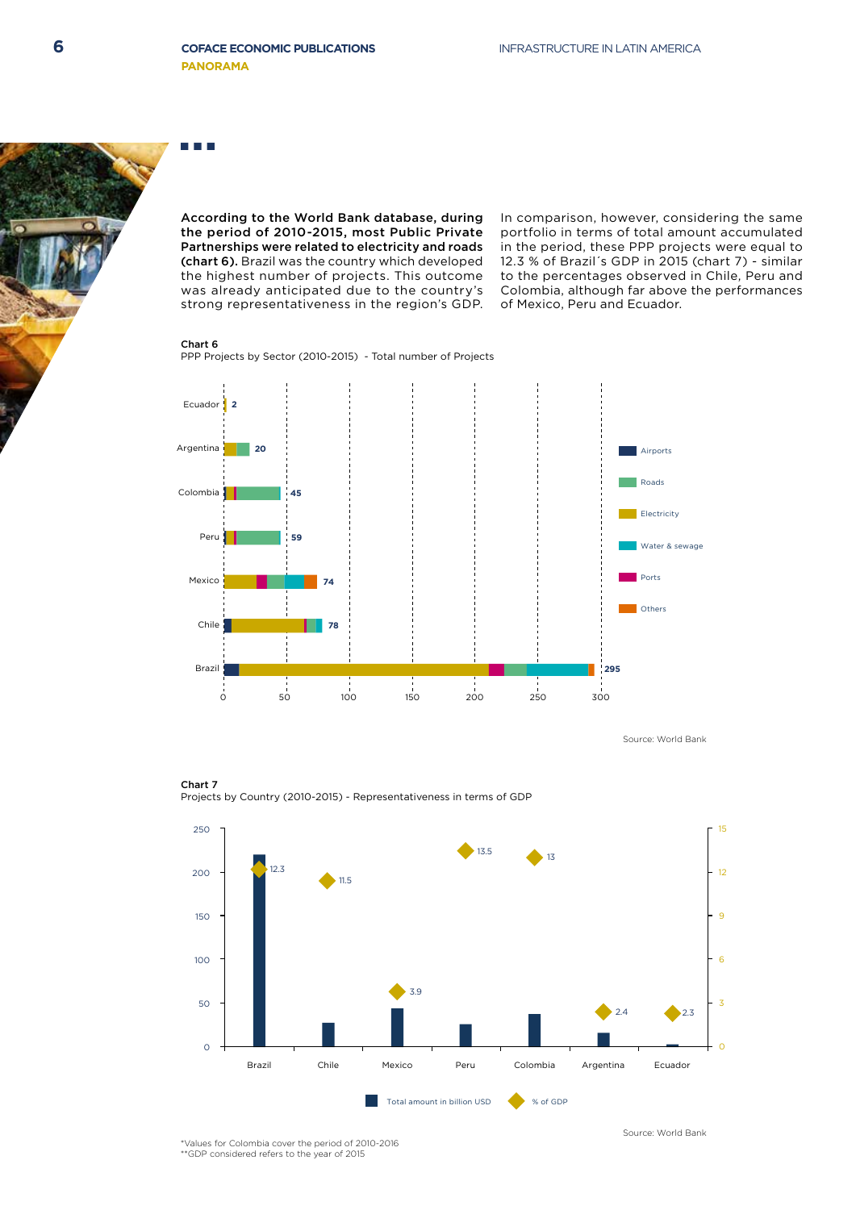According to the World Bank database, during the period of 2010-2015, most Public Private Partnerships were related to electricity and roads (chart 6). Brazil was the country which developed the highest number of projects. This outcome was already anticipated due to the country's strong representativeness in the region's GDP.

In comparison, however, considering the same portfolio in terms of total amount accumulated in the period, these PPP projects were equal to 12.3 % of Brazil´s GDP in 2015 (chart 7) - similar to the percentages observed in Chile, Peru and Colombia, although far above the performances of Mexico, Peru and Ecuador.

**Chart 6**
PPP Projects by Sector (2010-2015) - Total number of Projects

| Country | Total number of projects |
|---|---|
| Ecuador | 2 |
| Argentina | 20 |
| Colombia | 45 |
| Peru | 59 |
| Mexico | 74 |
| Chile | 78 |
| Brazil | 295 |

Sectors: Airports, Roads, Electricity, Water & sewage, Ports, Others

Source: World Bank

**Chart 7**
Projects by Country (2010-2015) - Representativeness in terms of GDP

| Country | % of GDP |
|---|---|
| Brazil | 12.3 |
| Chile | 11.5 |
| Mexico | 3.9 |
| Peru | 13.5 |
| Colombia | 13 |
| Argentina | 2.4 |
| Ecuador | 2.3 |

Total amount in billion USD / % of GDP

Source: World Bank

*Values for Colombia cover the period of 2010-2016
**GDP considered refers to the year of 2015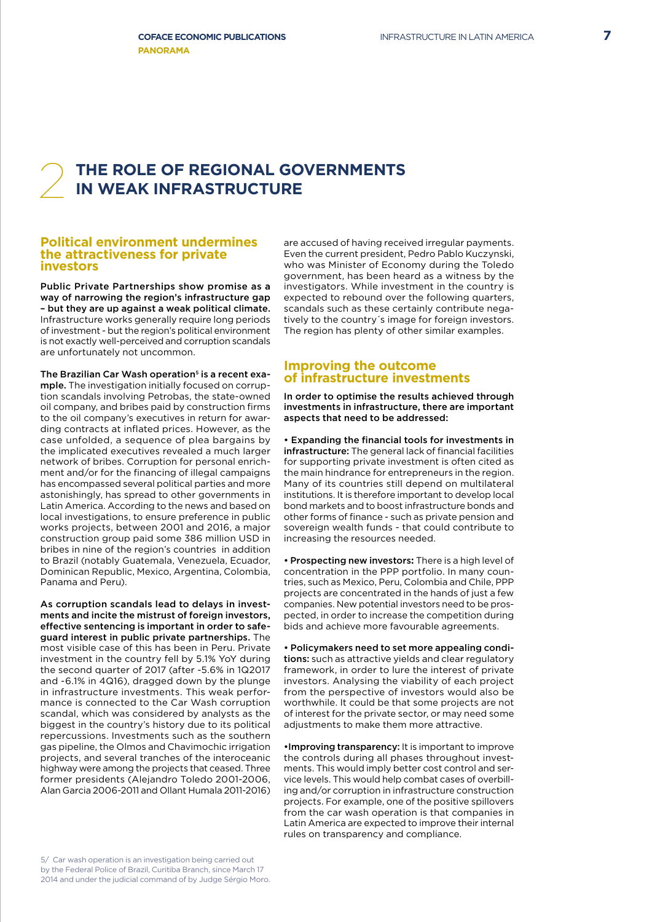# 2 THE ROLE OF REGIONAL GOVERNMENTS IN WEAK INFRASTRUCTURE

## Political environment undermines the attractiveness for private investors

**Public Private Partnerships show promise as a way of narrowing the region's infrastructure gap – but they are up against a weak political climate.** Infrastructure works generally require long periods of investment - but the region's political environment is not exactly well-perceived and corruption scandals are unfortunately not uncommon.

**The Brazilian Car Wash operation[5] is a recent example.** The investigation initially focused on corruption scandals involving Petrobas, the state-owned oil company, and bribes paid by construction firms to the oil company's executives in return for awarding contracts at inflated prices. However, as the case unfolded, a sequence of plea bargains by the implicated executives revealed a much larger network of bribes. Corruption for personal enrichment and/or for the financing of illegal campaigns has encompassed several political parties and more astonishingly, has spread to other governments in Latin America. According to the news and based on local investigations, to ensure preference in public works projects, between 2001 and 2016, a major construction group paid some 386 million USD in bribes in nine of the region's countries in addition to Brazil (notably Guatemala, Venezuela, Ecuador, Dominican Republic, Mexico, Argentina, Colombia, Panama and Peru).

**As corruption scandals lead to delays in investments and incite the mistrust of foreign investors, effective sentencing is important in order to safeguard interest in public private partnerships.** The most visible case of this has been in Peru. Private investment in the country fell by 5.1% YoY during the second quarter of 2017 (after -5.6% in 1Q2017 and -6.1% in 4Q16), dragged down by the plunge in infrastructure investments. This weak performance is connected to the Car Wash corruption scandal, which was considered by analysts as the biggest in the country's history due to its political repercussions. Investments such as the southern gas pipeline, the Olmos and Chavimochic irrigation projects, and several tranches of the interoceanic highway were among the projects that ceased. Three former presidents (Alejandro Toledo 2001-2006, Alan Garcia 2006-2011 and Ollant Humala 2011-2016) are accused of having received irregular payments. Even the current president, Pedro Pablo Kuczynski, who was Minister of Economy during the Toledo government, has been heard as a witness by the investigators. While investment in the country is expected to rebound over the following quarters, scandals such as these certainly contribute negatively to the country´s image for foreign investors. The region has plenty of other similar examples.

## Improving the outcome of infrastructure investments

**In order to optimise the results achieved through investments in infrastructure, there are important aspects that need to be addressed:**

- **Expanding the financial tools for investments in infrastructure:** The general lack of financial facilities for supporting private investment is often cited as the main hindrance for entrepreneurs in the region. Many of its countries still depend on multilateral institutions. It is therefore important to develop local bond markets and to boost infrastructure bonds and other forms of finance - such as private pension and sovereign wealth funds - that could contribute to increasing the resources needed.

- **Prospecting new investors:** There is a high level of concentration in the PPP portfolio. In many countries, such as Mexico, Peru, Colombia and Chile, PPP projects are concentrated in the hands of just a few companies. New potential investors need to be prospected, in order to increase the competition during bids and achieve more favourable agreements.

- **Policymakers need to set more appealing conditions:** such as attractive yields and clear regulatory framework, in order to lure the interest of private investors. Analysing the viability of each project from the perspective of investors would also be worthwhile. It could be that some projects are not of interest for the private sector, or may need some adjustments to make them more attractive.

- **Improving transparency:** It is important to improve the controls during all phases throughout investments. This would imply better cost control and service levels. This would help combat cases of overbilling and/or corruption in infrastructure construction projects. For example, one of the positive spillovers from the car wash operation is that companies in Latin America are expected to improve their internal rules on transparency and compliance.

5/ Car wash operation is an investigation being carried out by the Federal Police of Brazil, Curitiba Branch, since March 17 2014 and under the judicial command of by Judge Sérgio Moro.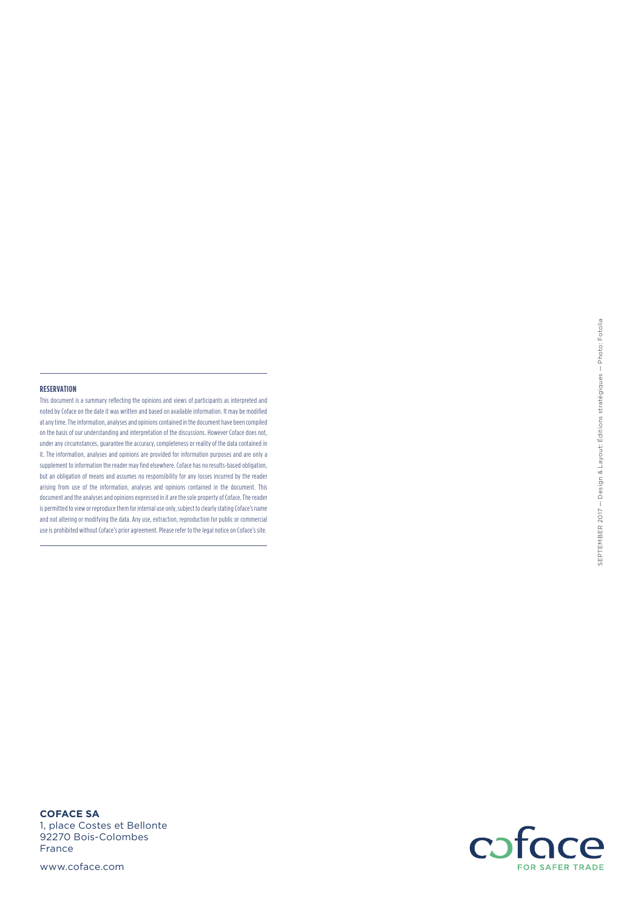**RESERVATION**

This document is a summary reflecting the opinions and views of participants as interpreted and noted by Coface on the date it was written and based on available information. It may be modified at any time. The information, analyses and opinions contained in the document have been compiled on the basis of our understanding and interpretation of the discussions. However Coface does not, under any circumstances, guarantee the accuracy, completeness or reality of the data contained in it. The information, analyses and opinions are provided for information purposes and are only a supplement to information the reader may find elsewhere. Coface has no results-based obligation, but an obligation of means and assumes no responsibility for any losses incurred by the reader arising from use of the information, analyses and opinions contained in the document. This document and the analyses and opinions expressed in it are the sole property of Coface. The reader is permitted to view or reproduce them for internal use only, subject to clearly stating Coface's name and not altering or modifying the data. Any use, extraction, reproduction for public or commercial use is prohibited without Coface's prior agreement. Please refer to the legal notice on Coface's site.

SEPTEMBER 2017 — Design & Layout: Éditions stratégiques — Photo: Fotolia

**COFACE SA**
1, place Costes et Bellonte
92270 Bois-Colombes
France

www.coface.com

coface
FOR SAFER TRADE